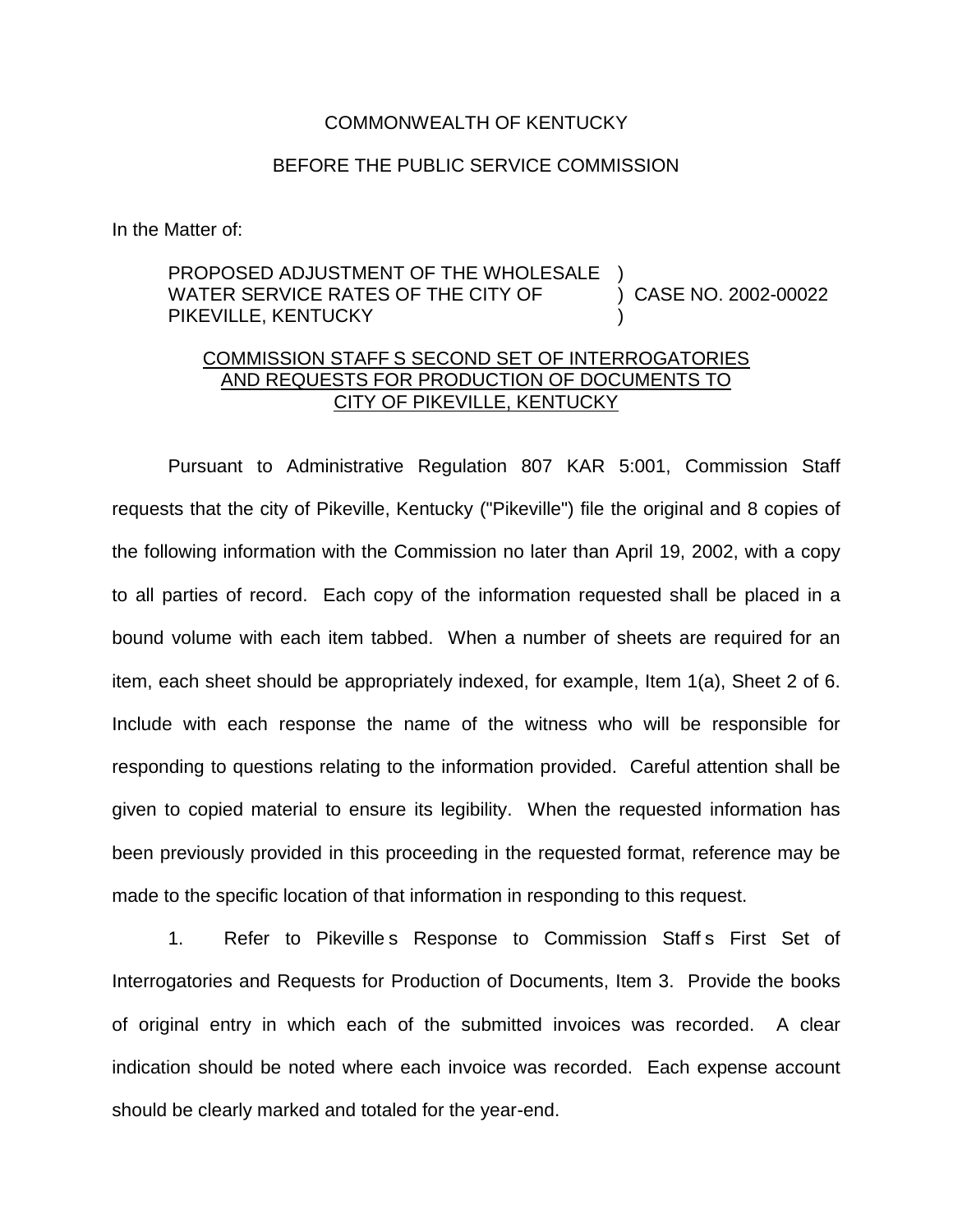COMMONWEALTH OF KENTUCKY

BEFORE THE PUBLIC SERVICE COMMISSION

In the Matter of:

PROPOSED ADJUSTMENT OF THE WHOLESALE )
WATER SERVICE RATES OF THE CITY OF ) CASE NO. 2002-00022
PIKEVILLE, KENTUCKY )

COMMISSION STAFF S SECOND SET OF INTERROGATORIES AND REQUESTS FOR PRODUCTION OF DOCUMENTS TO CITY OF PIKEVILLE, KENTUCKY

Pursuant to Administrative Regulation 807 KAR 5:001, Commission Staff requests that the city of Pikeville, Kentucky ("Pikeville") file the original and 8 copies of the following information with the Commission no later than April 19, 2002, with a copy to all parties of record. Each copy of the information requested shall be placed in a bound volume with each item tabbed. When a number of sheets are required for an item, each sheet should be appropriately indexed, for example, Item 1(a), Sheet 2 of 6. Include with each response the name of the witness who will be responsible for responding to questions relating to the information provided. Careful attention shall be given to copied material to ensure its legibility. When the requested information has been previously provided in this proceeding in the requested format, reference may be made to the specific location of that information in responding to this request.

1. Refer to Pikeville s Response to Commission Staff s First Set of Interrogatories and Requests for Production of Documents, Item 3. Provide the books of original entry in which each of the submitted invoices was recorded. A clear indication should be noted where each invoice was recorded. Each expense account should be clearly marked and totaled for the year-end.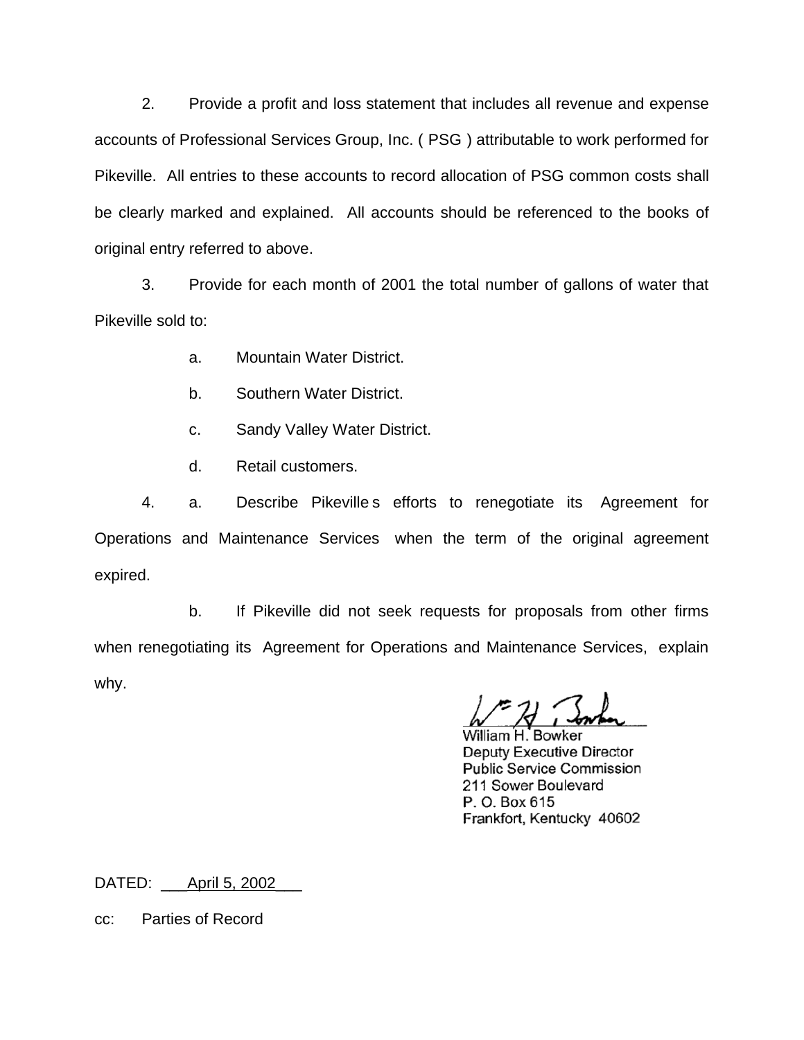2. Provide a profit and loss statement that includes all revenue and expense accounts of Professional Services Group, Inc. ( PSG ) attributable to work performed for Pikeville. All entries to these accounts to record allocation of PSG common costs shall be clearly marked and explained. All accounts should be referenced to the books of original entry referred to above.

3. Provide for each month of 2001 the total number of gallons of water that Pikeville sold to:

   a. Mountain Water District.

   b. Southern Water District.

   c. Sandy Valley Water District.

   d. Retail customers.

4. a. Describe Pikeville s efforts to renegotiate its Agreement for Operations and Maintenance Services when the term of the original agreement expired.

   b. If Pikeville did not seek requests for proposals from other firms when renegotiating its Agreement for Operations and Maintenance Services, explain why.

William H. Bowker
Deputy Executive Director
Public Service Commission
211 Sower Boulevard
P. O. Box 615
Frankfort, Kentucky 40602

DATED: April 5, 2002

cc: Parties of Record